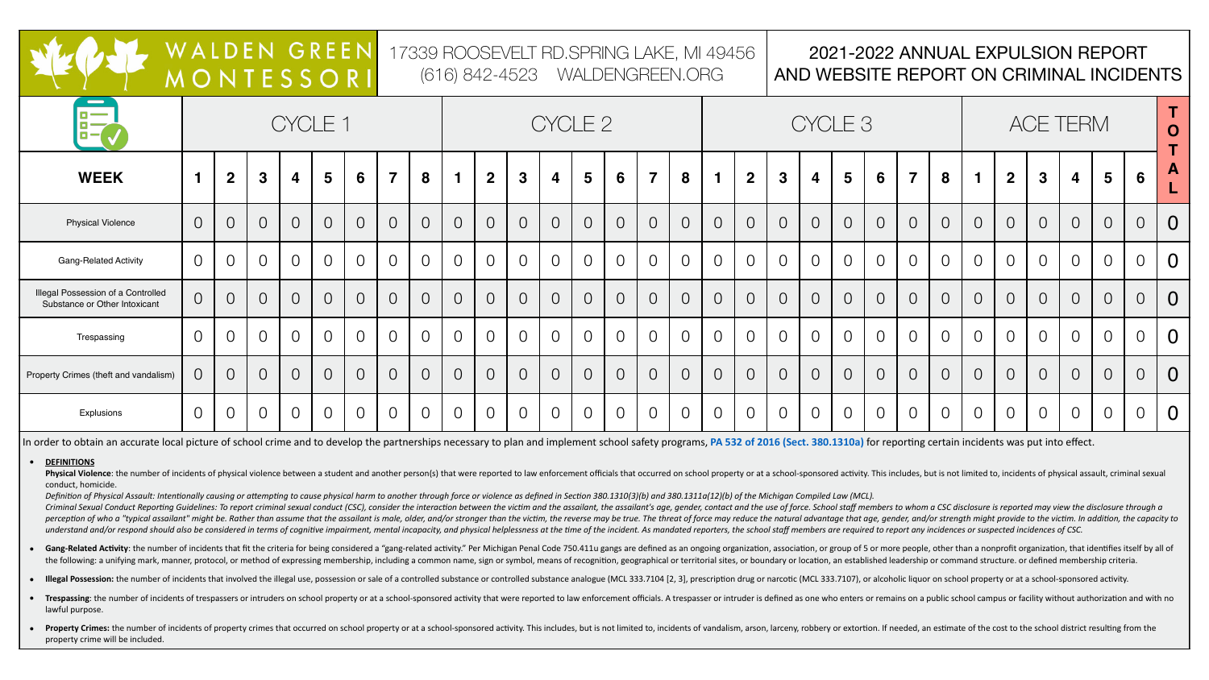# WALDEN GREEN MONTESSORI

17339 ROOSEVELT RD.SPRING LAKE, MI 49456
(616) 842-4523 WALDENGREEN.ORG

## 2021-2022 ANNUAL EXPULSION REPORT AND WEBSITE REPORT ON CRIMINAL INCIDENTS

| | CYCLE 1 | | | | | | | | CYCLE 2 | | | | | | | | CYCLE 3 | | | | | | | | ACE TERM | | | | | | TOTAL |
|---|---|---|---|---|---|---|---|---|---|---|---|---|---|---|---|---|---|---|---|---|---|---|---|---|---|---|---|---|---|---|---|
| **WEEK** | **1** | **2** | **3** | **4** | **5** | **6** | **7** | **8** | **1** | **2** | **3** | **4** | **5** | **6** | **7** | **8** | **1** | **2** | **3** | **4** | **5** | **6** | **7** | **8** | **1** | **2** | **3** | **4** | **5** | **6** | |
| Physical Violence | 0 | 0 | 0 | 0 | 0 | 0 | 0 | 0 | 0 | 0 | 0 | 0 | 0 | 0 | 0 | 0 | 0 | 0 | 0 | 0 | 0 | 0 | 0 | 0 | 0 | 0 | 0 | 0 | 0 | 0 | 0 |
| Gang-Related Activity | 0 | 0 | 0 | 0 | 0 | 0 | 0 | 0 | 0 | 0 | 0 | 0 | 0 | 0 | 0 | 0 | 0 | 0 | 0 | 0 | 0 | 0 | 0 | 0 | 0 | 0 | 0 | 0 | 0 | 0 | 0 |
| Illegal Possession of a Controlled Substance or Other Intoxicant | 0 | 0 | 0 | 0 | 0 | 0 | 0 | 0 | 0 | 0 | 0 | 0 | 0 | 0 | 0 | 0 | 0 | 0 | 0 | 0 | 0 | 0 | 0 | 0 | 0 | 0 | 0 | 0 | 0 | 0 | 0 |
| Trespassing | 0 | 0 | 0 | 0 | 0 | 0 | 0 | 0 | 0 | 0 | 0 | 0 | 0 | 0 | 0 | 0 | 0 | 0 | 0 | 0 | 0 | 0 | 0 | 0 | 0 | 0 | 0 | 0 | 0 | 0 | 0 |
| Property Crimes (theft and vandalism) | 0 | 0 | 0 | 0 | 0 | 0 | 0 | 0 | 0 | 0 | 0 | 0 | 0 | 0 | 0 | 0 | 0 | 0 | 0 | 0 | 0 | 0 | 0 | 0 | 0 | 0 | 0 | 0 | 0 | 0 | 0 |
| Explusions | 0 | 0 | 0 | 0 | 0 | 0 | 0 | 0 | 0 | 0 | 0 | 0 | 0 | 0 | 0 | 0 | 0 | 0 | 0 | 0 | 0 | 0 | 0 | 0 | 0 | 0 | 0 | 0 | 0 | 0 | 0 |

In order to obtain an accurate local picture of school crime and to develop the partnerships necessary to plan and implement school safety programs, PA 532 of 2016 (Sect. 380.1310a) for reporting certain incidents was put into effect.

- **DEFINITIONS**

  **Physical Violence**: the number of incidents of physical violence between a student and another person(s) that were reported to law enforcement officials that occurred on school property or at a school-sponsored activity. This includes, but is not limited to, incidents of physical assault, criminal sexual conduct, homicide.

  *Definition of Physical Assault: Intentionally causing or attempting to cause physical harm to another through force or violence as defined in Section 380.1310(3)(b) and 380.1311a(12)(b) of the Michigan Compiled Law (MCL).*

  *Criminal Sexual Conduct Reporting Guidelines: To report criminal sexual conduct (CSC), consider the interaction between the victim and the assailant, the assailant's age, gender, contact and the use of force. School staff members to whom a CSC disclosure is reported may view the disclosure through a perception of who a "typical assailant" might be. Rather than assume that the assailant is male, older, and/or stronger than the victim, the reverse may be true. The threat of force may reduce the natural advantage that age, gender, and/or strength might provide to the victim. In addition, the capacity to understand and/or respond should also be considered in terms of cognitive impairment, mental incapacity, and physical helplessness at the time of the incident. As mandated reporters, the school staff members are required to report any incidences or suspected incidences of CSC.*

- **Gang-Related Activity**: the number of incidents that fit the criteria for being considered a "gang-related activity." Per Michigan Penal Code 750.411u gangs are defined as an ongoing organization, association, or group of 5 or more people, other than a nonprofit organization, that identifies itself by all of the following: a unifying mark, manner, protocol, or method of expressing membership, including a common name, sign or symbol, means of recognition, geographical or territorial sites, or boundary or location, an established leadership or command structure. or defined membership criteria.

- **Illegal Possession:** the number of incidents that involved the illegal use, possession or sale of a controlled substance or controlled substance analogue (MCL 333.7104 [2, 3], prescription drug or narcotic (MCL 333.7107), or alcoholic liquor on school property or at a school-sponsored activity.

- **Trespassing**: the number of incidents of trespassers or intruders on school property or at a school-sponsored activity that were reported to law enforcement officials. A trespasser or intruder is defined as one who enters or remains on a public school campus or facility without authorization and with no lawful purpose.

- **Property Crimes:** the number of incidents of property crimes that occurred on school property or at a school-sponsored activity. This includes, but is not limited to, incidents of vandalism, arson, larceny, robbery or extortion. If needed, an estimate of the cost to the school district resulting from the property crime will be included.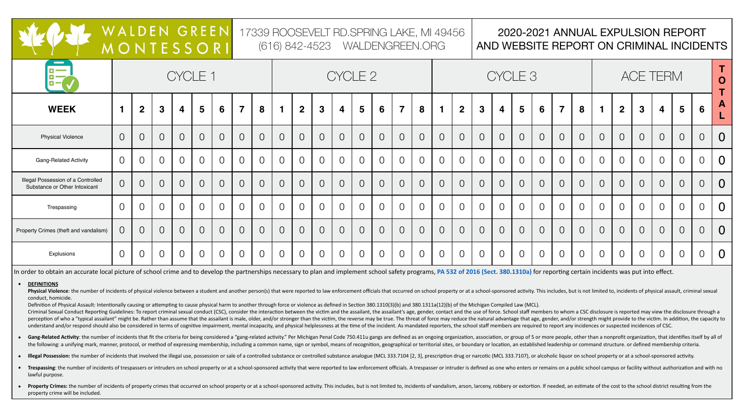# WALDEN GREEN MONTESSORI

17339 ROOSEVELT RD.SPRING LAKE, MI 49456
(616) 842-4523 WALDENGREEN.ORG

## 2020-2021 ANNUAL EXPULSION REPORT AND WEBSITE REPORT ON CRIMINAL INCIDENTS

| | CYCLE 1 | | | | | | | | CYCLE 2 | | | | | | | | CYCLE 3 | | | | | | | | ACE TERM | | | | | | TOTAL |
|---|---|---|---|---|---|---|---|---|---|---|---|---|---|---|---|---|---|---|---|---|---|---|---|---|---|---|---|---|---|---|---|
| **WEEK** | **1** | **2** | **3** | **4** | **5** | **6** | **7** | **8** | **1** | **2** | **3** | **4** | **5** | **6** | **7** | **8** | **1** | **2** | **3** | **4** | **5** | **6** | **7** | **8** | **1** | **2** | **3** | **4** | **5** | **6** | |
| Physical Violence | 0 | 0 | 0 | 0 | 0 | 0 | 0 | 0 | 0 | 0 | 0 | 0 | 0 | 0 | 0 | 0 | 0 | 0 | 0 | 0 | 0 | 0 | 0 | 0 | 0 | 0 | 0 | 0 | 0 | 0 | 0 |
| Gang-Related Activity | 0 | 0 | 0 | 0 | 0 | 0 | 0 | 0 | 0 | 0 | 0 | 0 | 0 | 0 | 0 | 0 | 0 | 0 | 0 | 0 | 0 | 0 | 0 | 0 | 0 | 0 | 0 | 0 | 0 | 0 | 0 |
| Illegal Possession of a Controlled Substance or Other Intoxicant | 0 | 0 | 0 | 0 | 0 | 0 | 0 | 0 | 0 | 0 | 0 | 0 | 0 | 0 | 0 | 0 | 0 | 0 | 0 | 0 | 0 | 0 | 0 | 0 | 0 | 0 | 0 | 0 | 0 | 0 | 0 |
| Trespassing | 0 | 0 | 0 | 0 | 0 | 0 | 0 | 0 | 0 | 0 | 0 | 0 | 0 | 0 | 0 | 0 | 0 | 0 | 0 | 0 | 0 | 0 | 0 | 0 | 0 | 0 | 0 | 0 | 0 | 0 | 0 |
| Property Crimes (theft and vandalism) | 0 | 0 | 0 | 0 | 0 | 0 | 0 | 0 | 0 | 0 | 0 | 0 | 0 | 0 | 0 | 0 | 0 | 0 | 0 | 0 | 0 | 0 | 0 | 0 | 0 | 0 | 0 | 0 | 0 | 0 | 0 |
| Explusions | 0 | 0 | 0 | 0 | 0 | 0 | 0 | 0 | 0 | 0 | 0 | 0 | 0 | 0 | 0 | 0 | 0 | 0 | 0 | 0 | 0 | 0 | 0 | 0 | 0 | 0 | 0 | 0 | 0 | 0 | 0 |

In order to obtain an accurate local picture of school crime and to develop the partnerships necessary to plan and implement school safety programs, PA 532 of 2016 (Sect. 380.1310a) for reporting certain incidents was put into effect.

- **DEFINITIONS**

  **Physical Violence**: the number of incidents of physical violence between a student and another person(s) that were reported to law enforcement officials that occurred on school property or at a school-sponsored activity. This includes, but is not limited to, incidents of physical assault, criminal sexual conduct, homicide.

  Definition of Physical Assault: Intentionally causing or attempting to cause physical harm to another through force or violence as defined in Section 380.1310(3)(b) and 380.1311a(12)(b) of the Michigan Compiled Law (MCL).

  Criminal Sexual Conduct Reporting Guidelines: To report criminal sexual conduct (CSC), consider the interaction between the victim and the assailant, the assailant's age, gender, contact and the use of force. School staff members to whom a CSC disclosure is reported may view the disclosure through a perception of who a "typical assailant" might be. Rather than assume that the assailant is male, older, and/or stronger than the victim, the reverse may be true. The threat of force may reduce the natural advantage that age, gender, and/or strength might provide to the victim. In addition, the capacity to understand and/or respond should also be considered in terms of cognitive impairment, mental incapacity, and physical helplessness at the time of the incident. As mandated reporters, the school staff members are required to report any incidences or suspected incidences of CSC.

- **Gang-Related Activity**: the number of incidents that fit the criteria for being considered a "gang-related activity." Per Michigan Penal Code 750.411u gangs are defined as an ongoing organization, association, or group of 5 or more people, other than a nonprofit organization, that identifies itself by all of the following: a unifying mark, manner, protocol, or method of expressing membership, including a common name, sign or symbol, means of recognition, geographical or territorial sites, or boundary or location, an established leadership or command structure. or defined membership criteria.

- **Illegal Possession:** the number of incidents that involved the illegal use, possession or sale of a controlled substance or controlled substance analogue (MCL 333.7104 [2, 3], prescription drug or narcotic (MCL 333.7107), or alcoholic liquor on school property or at a school-sponsored activity.

- **Trespassing**: the number of incidents of trespassers or intruders on school property or at a school-sponsored activity that were reported to law enforcement officials. A trespasser or intruder is defined as one who enters or remains on a public school campus or facility without authorization and with no lawful purpose.

- **Property Crimes:** the number of incidents of property crimes that occurred on school property or at a school-sponsored activity. This includes, but is not limited to, incidents of vandalism, arson, larceny, robbery or extortion. If needed, an estimate of the cost to the school district resulting from the property crime will be included.